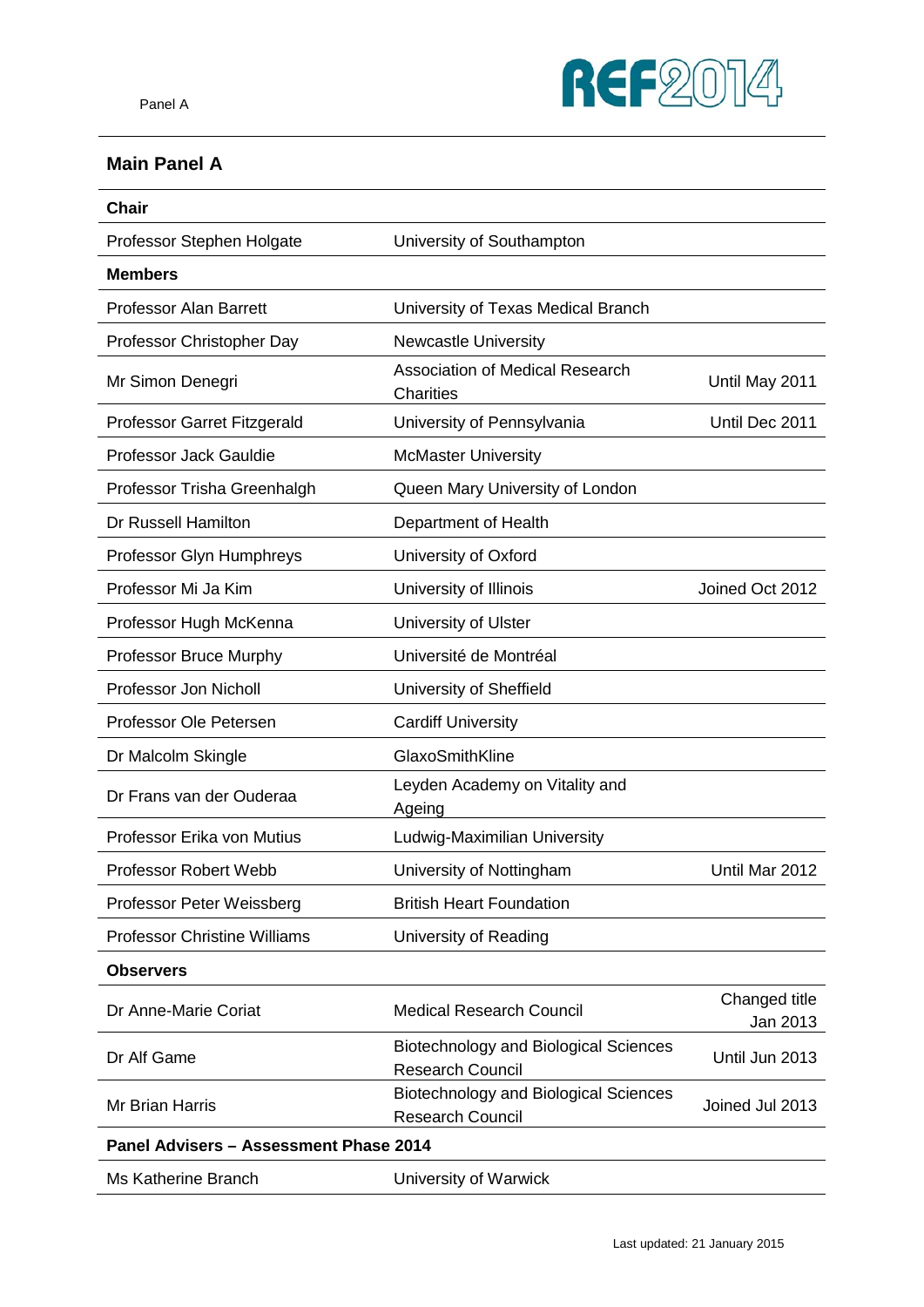## Main Panel A

| Chair | | |
|---|---|---|
| Professor Stephen Holgate | University of Southampton | |
| **Members** | | |
| Professor Alan Barrett | University of Texas Medical Branch | |
| Professor Christopher Day | Newcastle University | |
| Mr Simon Denegri | Association of Medical Research Charities | Until May 2011 |
| Professor Garret Fitzgerald | University of Pennsylvania | Until Dec 2011 |
| Professor Jack Gauldie | McMaster University | |
| Professor Trisha Greenhalgh | Queen Mary University of London | |
| Dr Russell Hamilton | Department of Health | |
| Professor Glyn Humphreys | University of Oxford | |
| Professor Mi Ja Kim | University of Illinois | Joined Oct 2012 |
| Professor Hugh McKenna | University of Ulster | |
| Professor Bruce Murphy | Université de Montréal | |
| Professor Jon Nicholl | University of Sheffield | |
| Professor Ole Petersen | Cardiff University | |
| Dr Malcolm Skingle | GlaxoSmithKline | |
| Dr Frans van der Ouderaa | Leyden Academy on Vitality and Ageing | |
| Professor Erika von Mutius | Ludwig-Maximilian University | |
| Professor Robert Webb | University of Nottingham | Until Mar 2012 |
| Professor Peter Weissberg | British Heart Foundation | |
| Professor Christine Williams | University of Reading | |
| **Observers** | | |
| Dr Anne-Marie Coriat | Medical Research Council | Changed title Jan 2013 |
| Dr Alf Game | Biotechnology and Biological Sciences Research Council | Until Jun 2013 |
| Mr Brian Harris | Biotechnology and Biological Sciences Research Council | Joined Jul 2013 |
| **Panel Advisers – Assessment Phase 2014** | | |
| Ms Katherine Branch | University of Warwick | |

Last updated: 21 January 2015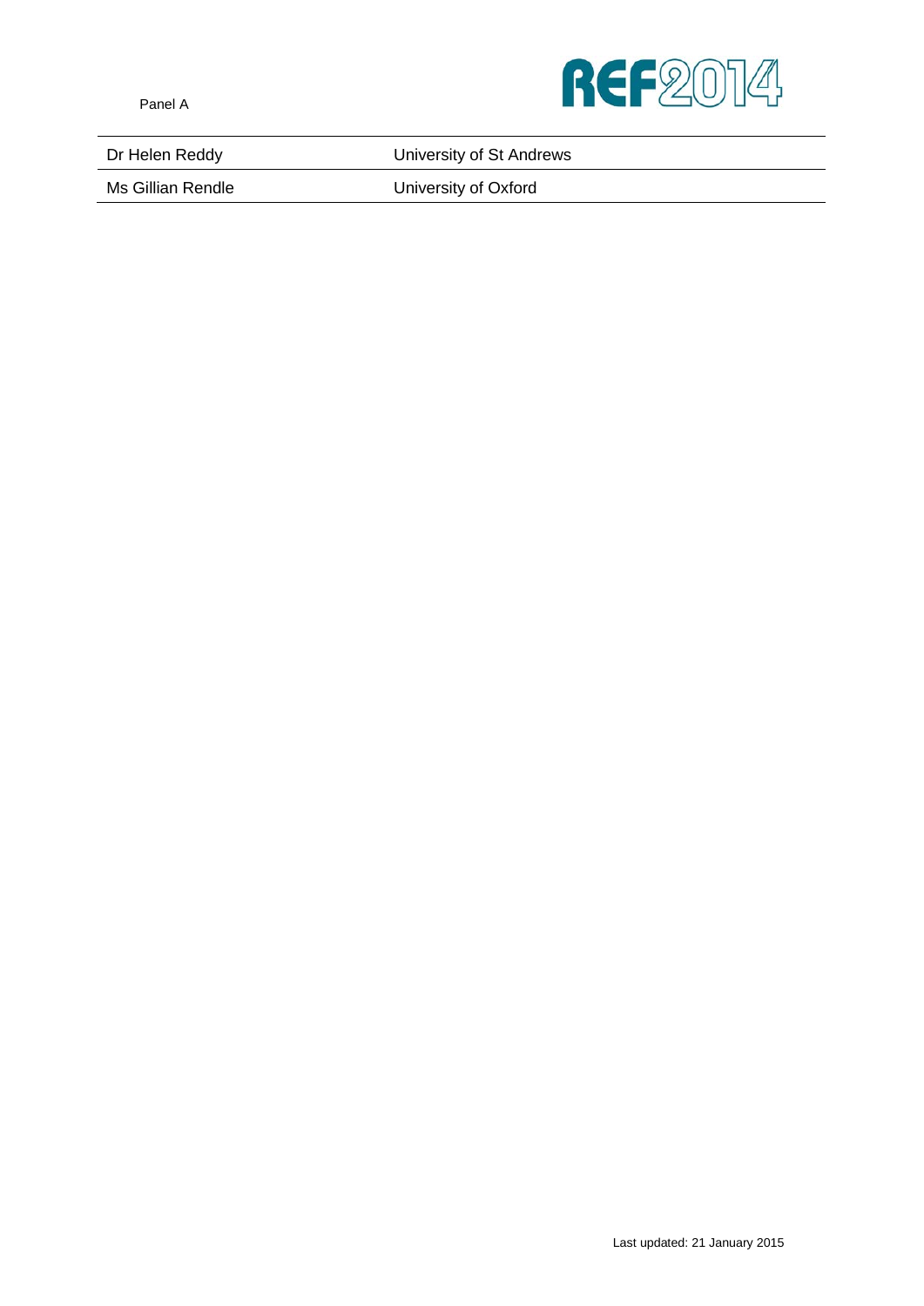| | |
|---|---|
| Dr Helen Reddy | University of St Andrews |
| Ms Gillian Rendle | University of Oxford |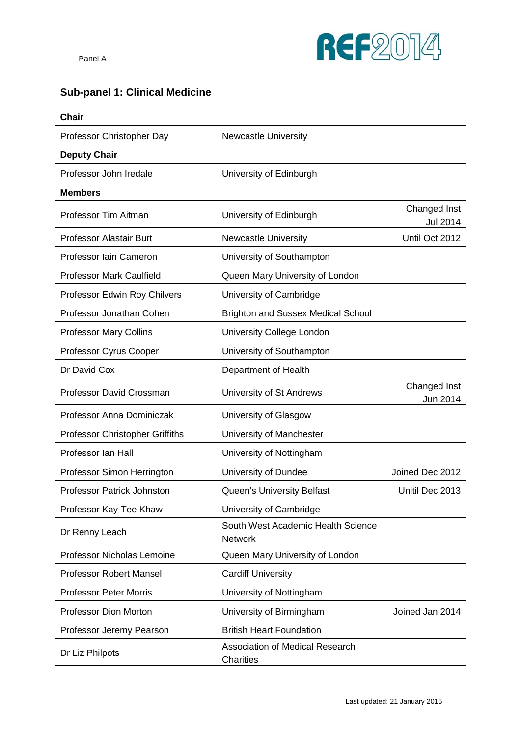Panel A

## Sub-panel 1: Clinical Medicine

| **Chair** | | |
|---|---|---|
| Professor Christopher Day | Newcastle University | |
| **Deputy Chair** | | |
| Professor John Iredale | University of Edinburgh | |
| **Members** | | |
| Professor Tim Aitman | University of Edinburgh | Changed Inst Jul 2014 |
| Professor Alastair Burt | Newcastle University | Until Oct 2012 |
| Professor Iain Cameron | University of Southampton | |
| Professor Mark Caulfield | Queen Mary University of London | |
| Professor Edwin Roy Chilvers | University of Cambridge | |
| Professor Jonathan Cohen | Brighton and Sussex Medical School | |
| Professor Mary Collins | University College London | |
| Professor Cyrus Cooper | University of Southampton | |
| Dr David Cox | Department of Health | |
| Professor David Crossman | University of St Andrews | Changed Inst Jun 2014 |
| Professor Anna Dominiczak | University of Glasgow | |
| Professor Christopher Griffiths | University of Manchester | |
| Professor Ian Hall | University of Nottingham | |
| Professor Simon Herrington | University of Dundee | Joined Dec 2012 |
| Professor Patrick Johnston | Queen's University Belfast | Unitil Dec 2013 |
| Professor Kay-Tee Khaw | University of Cambridge | |
| Dr Renny Leach | South West Academic Health Science Network | |
| Professor Nicholas Lemoine | Queen Mary University of London | |
| Professor Robert Mansel | Cardiff University | |
| Professor Peter Morris | University of Nottingham | |
| Professor Dion Morton | University of Birmingham | Joined Jan 2014 |
| Professor Jeremy Pearson | British Heart Foundation | |
| Dr Liz Philpots | Association of Medical Research Charities | |

Last updated: 21 January 2015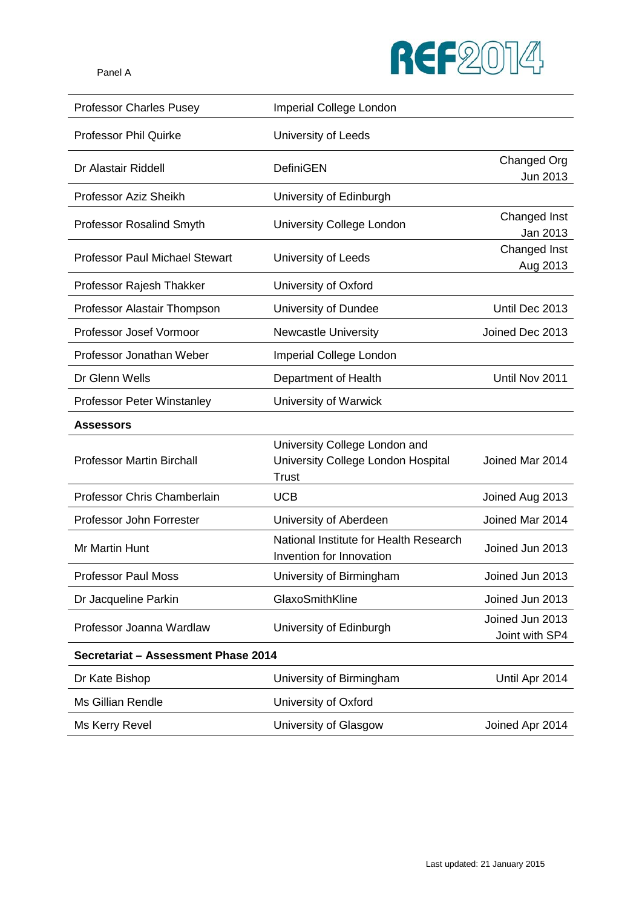| | | |
|---|---|---|
| Professor Charles Pusey | Imperial College London | |
| Professor Phil Quirke | University of Leeds | |
| Dr Alastair Riddell | DefiniGEN | Changed Org Jun 2013 |
| Professor Aziz Sheikh | University of Edinburgh | |
| Professor Rosalind Smyth | University College London | Changed Inst Jan 2013 |
| Professor Paul Michael Stewart | University of Leeds | Changed Inst Aug 2013 |
| Professor Rajesh Thakker | University of Oxford | |
| Professor Alastair Thompson | University of Dundee | Until Dec 2013 |
| Professor Josef Vormoor | Newcastle University | Joined Dec 2013 |
| Professor Jonathan Weber | Imperial College London | |
| Dr Glenn Wells | Department of Health | Until Nov 2011 |
| Professor Peter Winstanley | University of Warwick | |
| **Assessors** | | |
| Professor Martin Birchall | University College London and University College London Hospital Trust | Joined Mar 2014 |
| Professor Chris Chamberlain | UCB | Joined Aug 2013 |
| Professor John Forrester | University of Aberdeen | Joined Mar 2014 |
| Mr Martin Hunt | National Institute for Health Research Invention for Innovation | Joined Jun 2013 |
| Professor Paul Moss | University of Birmingham | Joined Jun 2013 |
| Dr Jacqueline Parkin | GlaxoSmithKline | Joined Jun 2013 |
| Professor Joanna Wardlaw | University of Edinburgh | Joined Jun 2013 Joint with SP4 |
| **Secretariat – Assessment Phase 2014** | | |
| Dr Kate Bishop | University of Birmingham | Until Apr 2014 |
| Ms Gillian Rendle | University of Oxford | |
| Ms Kerry Revel | University of Glasgow | Joined Apr 2014 |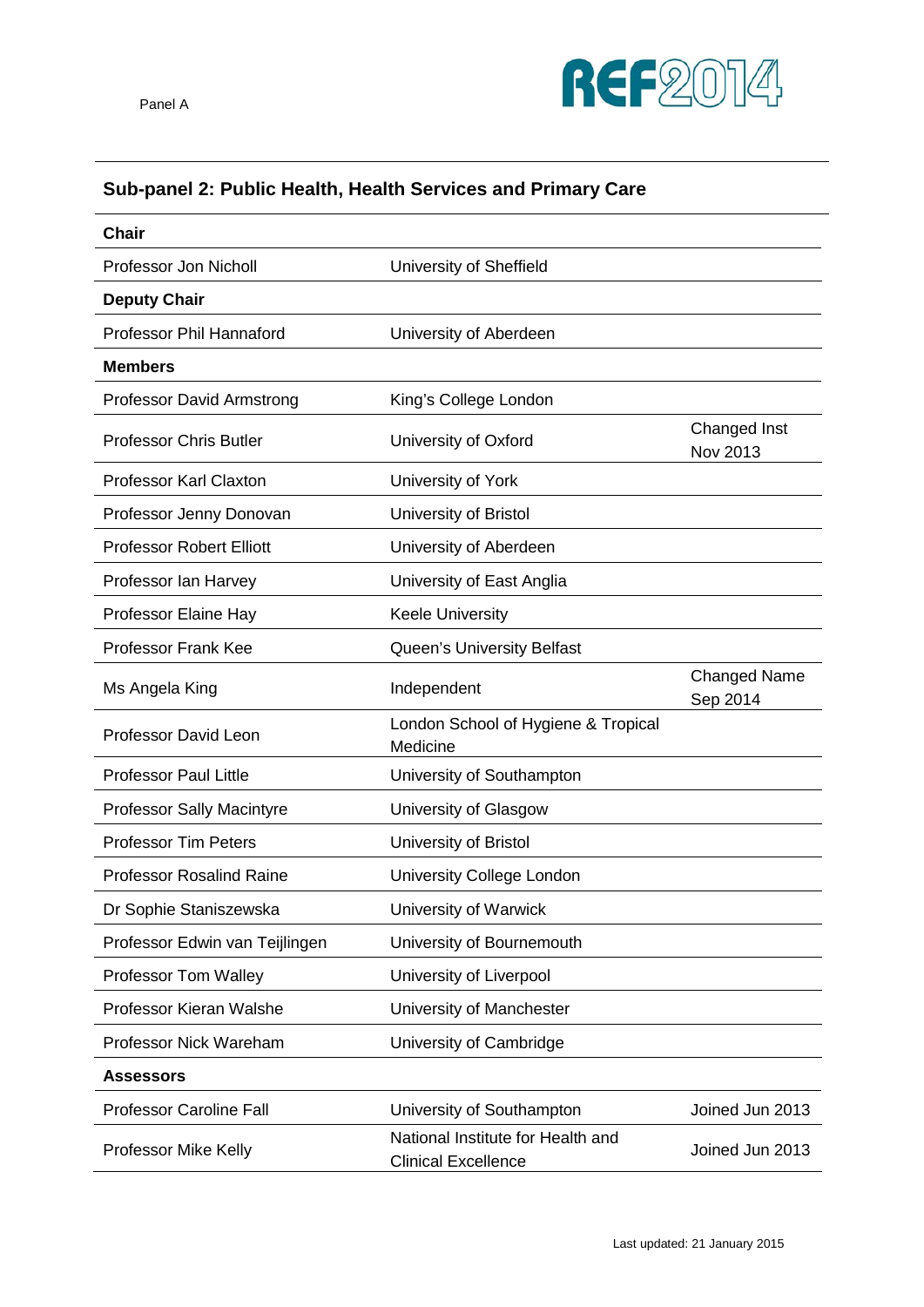## Sub-panel 2: Public Health, Health Services and Primary Care

| | | |
|---|---|---|
| **Chair** | | |
| Professor Jon Nicholl | University of Sheffield | |
| **Deputy Chair** | | |
| Professor Phil Hannaford | University of Aberdeen | |
| **Members** | | |
| Professor David Armstrong | King's College London | |
| Professor Chris Butler | University of Oxford | Changed Inst Nov 2013 |
| Professor Karl Claxton | University of York | |
| Professor Jenny Donovan | University of Bristol | |
| Professor Robert Elliott | University of Aberdeen | |
| Professor Ian Harvey | University of East Anglia | |
| Professor Elaine Hay | Keele University | |
| Professor Frank Kee | Queen's University Belfast | |
| Ms Angela King | Independent | Changed Name Sep 2014 |
| Professor David Leon | London School of Hygiene & Tropical Medicine | |
| Professor Paul Little | University of Southampton | |
| Professor Sally Macintyre | University of Glasgow | |
| Professor Tim Peters | University of Bristol | |
| Professor Rosalind Raine | University College London | |
| Dr Sophie Staniszewska | University of Warwick | |
| Professor Edwin van Teijlingen | University of Bournemouth | |
| Professor Tom Walley | University of Liverpool | |
| Professor Kieran Walshe | University of Manchester | |
| Professor Nick Wareham | University of Cambridge | |
| **Assessors** | | |
| Professor Caroline Fall | University of Southampton | Joined Jun 2013 |
| Professor Mike Kelly | National Institute for Health and Clinical Excellence | Joined Jun 2013 |

Last updated: 21 January 2015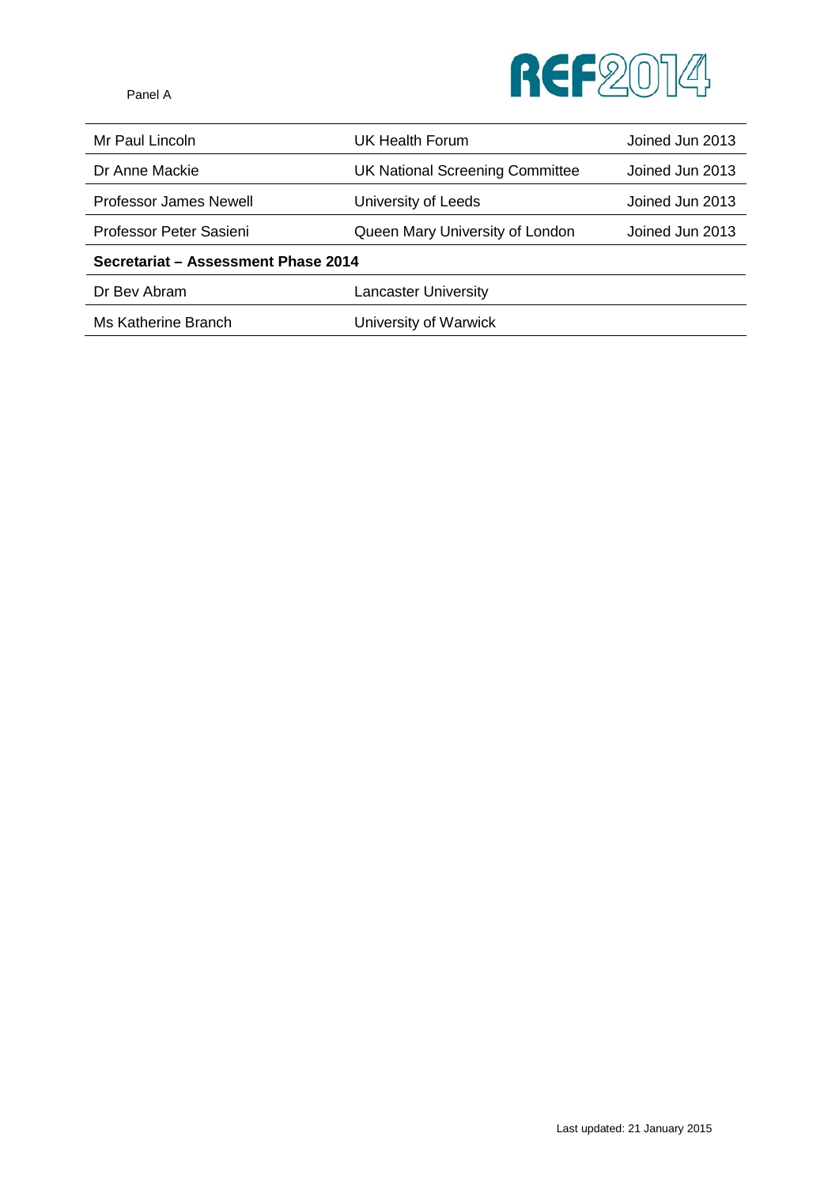| | | |
|---|---|---|
| Mr Paul Lincoln | UK Health Forum | Joined Jun 2013 |
| Dr Anne Mackie | UK National Screening Committee | Joined Jun 2013 |
| Professor James Newell | University of Leeds | Joined Jun 2013 |
| Professor Peter Sasieni | Queen Mary University of London | Joined Jun 2013 |
| **Secretariat – Assessment Phase 2014** | | |
| Dr Bev Abram | Lancaster University | |
| Ms Katherine Branch | University of Warwick | |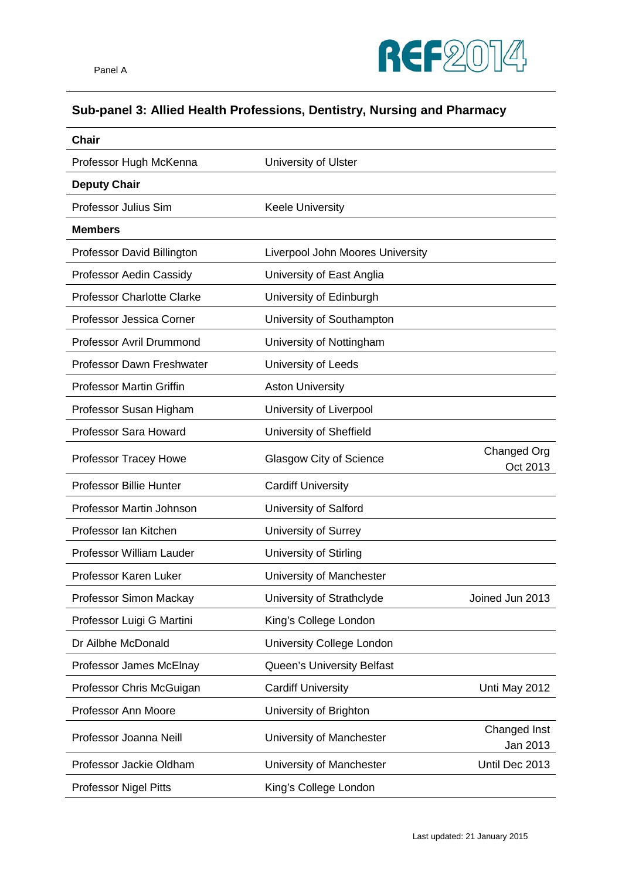## Sub-panel 3: Allied Health Professions, Dentistry, Nursing and Pharmacy

| | | |
|---|---|---|
| **Chair** | | |
| Professor Hugh McKenna | University of Ulster | |
| **Deputy Chair** | | |
| Professor Julius Sim | Keele University | |
| **Members** | | |
| Professor David Billington | Liverpool John Moores University | |
| Professor Aedin Cassidy | University of East Anglia | |
| Professor Charlotte Clarke | University of Edinburgh | |
| Professor Jessica Corner | University of Southampton | |
| Professor Avril Drummond | University of Nottingham | |
| Professor Dawn Freshwater | University of Leeds | |
| Professor Martin Griffin | Aston University | |
| Professor Susan Higham | University of Liverpool | |
| Professor Sara Howard | University of Sheffield | |
| Professor Tracey Howe | Glasgow City of Science | Changed Org Oct 2013 |
| Professor Billie Hunter | Cardiff University | |
| Professor Martin Johnson | University of Salford | |
| Professor Ian Kitchen | University of Surrey | |
| Professor William Lauder | University of Stirling | |
| Professor Karen Luker | University of Manchester | |
| Professor Simon Mackay | University of Strathclyde | Joined Jun 2013 |
| Professor Luigi G Martini | King's College London | |
| Dr Ailbhe McDonald | University College London | |
| Professor James McElnay | Queen's University Belfast | |
| Professor Chris McGuigan | Cardiff University | Unti May 2012 |
| Professor Ann Moore | University of Brighton | |
| Professor Joanna Neill | University of Manchester | Changed Inst Jan 2013 |
| Professor Jackie Oldham | University of Manchester | Until Dec 2013 |
| Professor Nigel Pitts | King's College London | |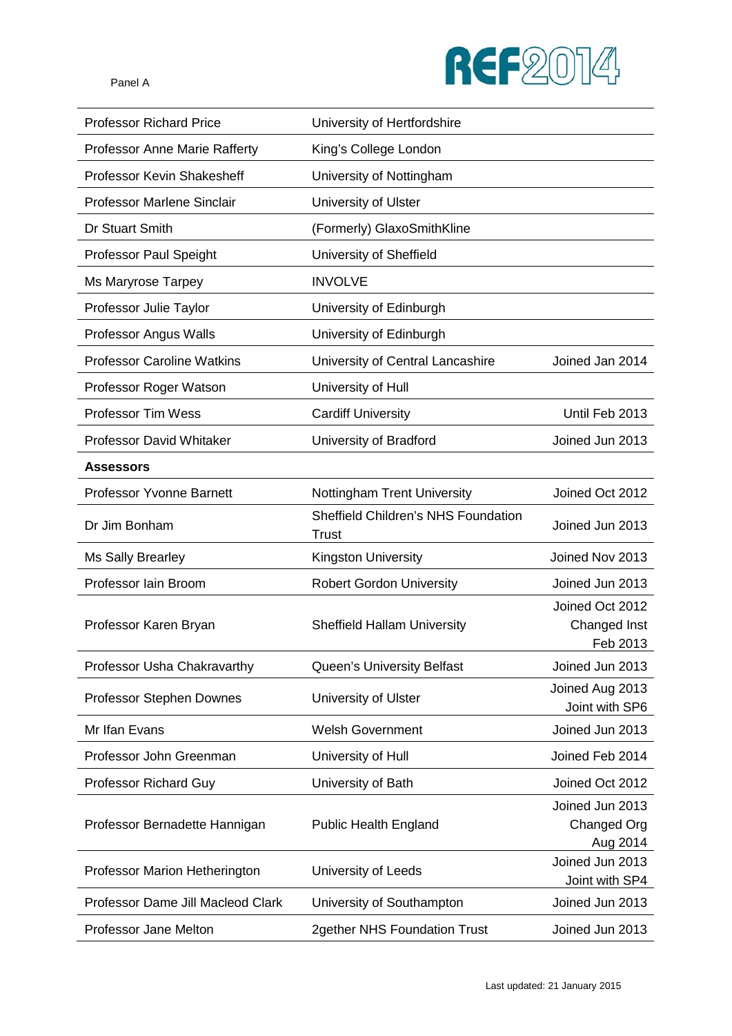| | | |
|---|---|---|
| Professor Richard Price | University of Hertfordshire | |
| Professor Anne Marie Rafferty | King's College London | |
| Professor Kevin Shakesheff | University of Nottingham | |
| Professor Marlene Sinclair | University of Ulster | |
| Dr Stuart Smith | (Formerly) GlaxoSmithKline | |
| Professor Paul Speight | University of Sheffield | |
| Ms Maryrose Tarpey | INVOLVE | |
| Professor Julie Taylor | University of Edinburgh | |
| Professor Angus Walls | University of Edinburgh | |
| Professor Caroline Watkins | University of Central Lancashire | Joined Jan 2014 |
| Professor Roger Watson | University of Hull | |
| Professor Tim Wess | Cardiff University | Until Feb 2013 |
| Professor David Whitaker | University of Bradford | Joined Jun 2013 |
| **Assessors** | | |
| Professor Yvonne Barnett | Nottingham Trent University | Joined Oct 2012 |
| Dr Jim Bonham | Sheffield Children's NHS Foundation Trust | Joined Jun 2013 |
| Ms Sally Brearley | Kingston University | Joined Nov 2013 |
| Professor Iain Broom | Robert Gordon University | Joined Jun 2013 |
| Professor Karen Bryan | Sheffield Hallam University | Joined Oct 2012 Changed Inst Feb 2013 |
| Professor Usha Chakravarthy | Queen's University Belfast | Joined Jun 2013 |
| Professor Stephen Downes | University of Ulster | Joined Aug 2013 Joint with SP6 |
| Mr Ifan Evans | Welsh Government | Joined Jun 2013 |
| Professor John Greenman | University of Hull | Joined Feb 2014 |
| Professor Richard Guy | University of Bath | Joined Oct 2012 |
| Professor Bernadette Hannigan | Public Health England | Joined Jun 2013 Changed Org Aug 2014 |
| Professor Marion Hetherington | University of Leeds | Joined Jun 2013 Joint with SP4 |
| Professor Dame Jill Macleod Clark | University of Southampton | Joined Jun 2013 |
| Professor Jane Melton | 2gether NHS Foundation Trust | Joined Jun 2013 |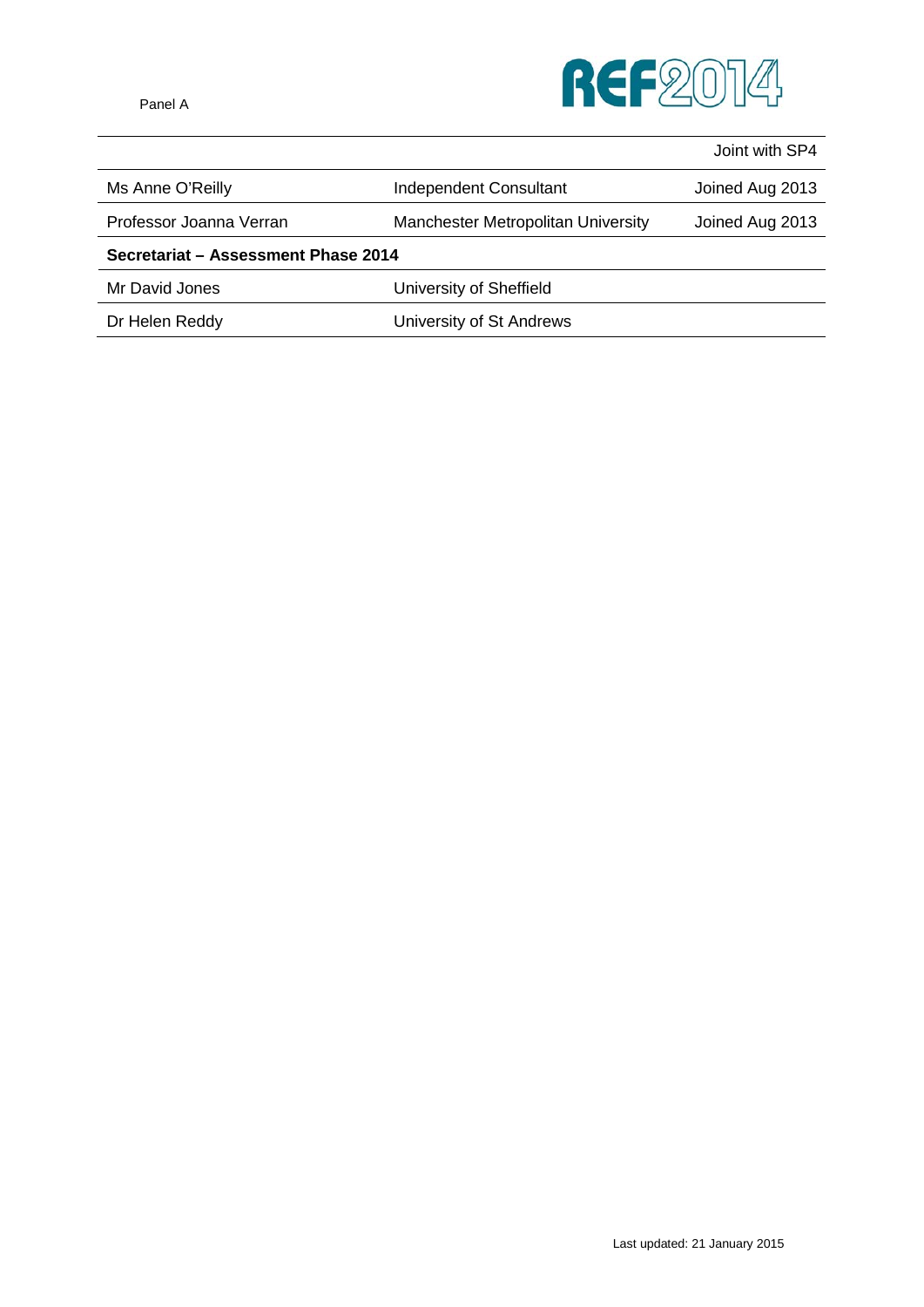| | | |
|---|---|---|
| | | Joint with SP4 |
| Ms Anne O'Reilly | Independent Consultant | Joined Aug 2013 |
| Professor Joanna Verran | Manchester Metropolitan University | Joined Aug 2013 |
| **Secretariat – Assessment Phase 2014** | | |
| Mr David Jones | University of Sheffield | |
| Dr Helen Reddy | University of St Andrews | |

Last updated: 21 January 2015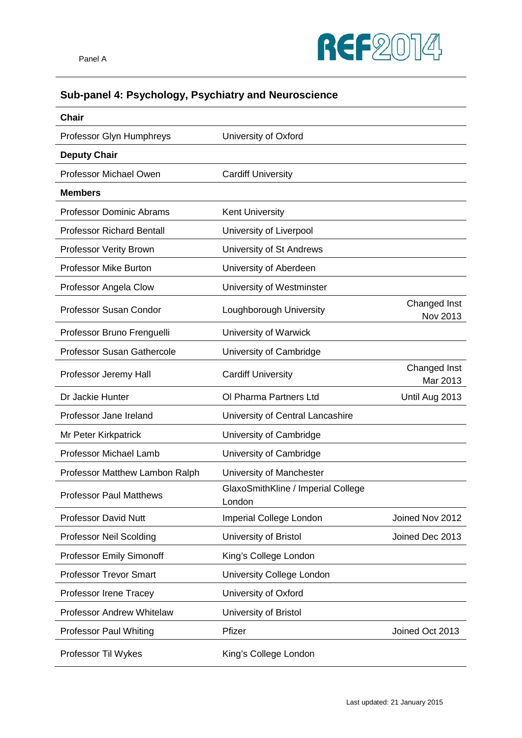## Sub-panel 4: Psychology, Psychiatry and Neuroscience

| | | |
|---|---|---|
| **Chair** | | |
| Professor Glyn Humphreys | University of Oxford | |
| **Deputy Chair** | | |
| Professor Michael Owen | Cardiff University | |
| **Members** | | |
| Professor Dominic Abrams | Kent University | |
| Professor Richard Bentall | University of Liverpool | |
| Professor Verity Brown | University of St Andrews | |
| Professor Mike Burton | University of Aberdeen | |
| Professor Angela Clow | University of Westminster | |
| Professor Susan Condor | Loughborough University | Changed Inst Nov 2013 |
| Professor Bruno Frenguelli | University of Warwick | |
| Professor Susan Gathercole | University of Cambridge | |
| Professor Jeremy Hall | Cardiff University | Changed Inst Mar 2013 |
| Dr Jackie Hunter | OI Pharma Partners Ltd | Until Aug 2013 |
| Professor Jane Ireland | University of Central Lancashire | |
| Mr Peter Kirkpatrick | University of Cambridge | |
| Professor Michael Lamb | University of Cambridge | |
| Professor Matthew Lambon Ralph | University of Manchester | |
| Professor Paul Matthews | GlaxoSmithKline / Imperial College London | |
| Professor David Nutt | Imperial College London | Joined Nov 2012 |
| Professor Neil Scolding | University of Bristol | Joined Dec 2013 |
| Professor Emily Simonoff | King's College London | |
| Professor Trevor Smart | University College London | |
| Professor Irene Tracey | University of Oxford | |
| Professor Andrew Whitelaw | University of Bristol | |
| Professor Paul Whiting | Pfizer | Joined Oct 2013 |
| Professor Til Wykes | King's College London | |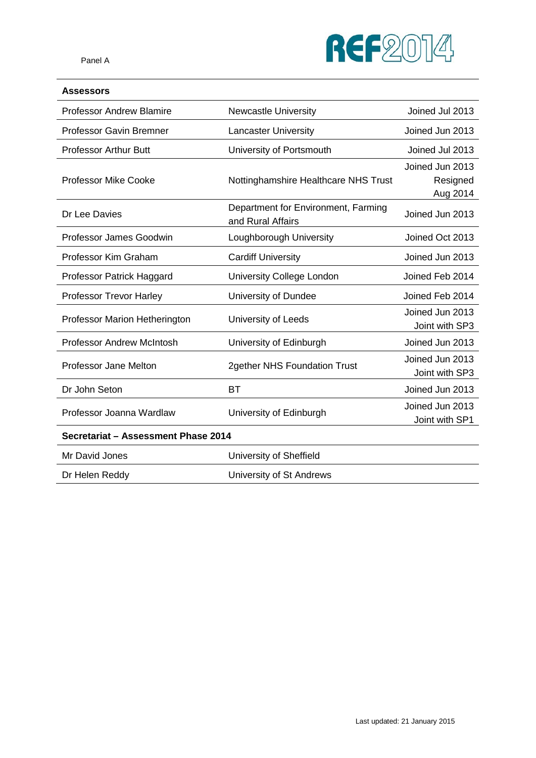| Assessors | | |
|---|---|---|
| Professor Andrew Blamire | Newcastle University | Joined Jul 2013 |
| Professor Gavin Bremner | Lancaster University | Joined Jun 2013 |
| Professor Arthur Butt | University of Portsmouth | Joined Jul 2013 |
| Professor Mike Cooke | Nottinghamshire Healthcare NHS Trust | Joined Jun 2013 Resigned Aug 2014 |
| Dr Lee Davies | Department for Environment, Farming and Rural Affairs | Joined Jun 2013 |
| Professor James Goodwin | Loughborough University | Joined Oct 2013 |
| Professor Kim Graham | Cardiff University | Joined Jun 2013 |
| Professor Patrick Haggard | University College London | Joined Feb 2014 |
| Professor Trevor Harley | University of Dundee | Joined Feb 2014 |
| Professor Marion Hetherington | University of Leeds | Joined Jun 2013 Joint with SP3 |
| Professor Andrew McIntosh | University of Edinburgh | Joined Jun 2013 |
| Professor Jane Melton | 2gether NHS Foundation Trust | Joined Jun 2013 Joint with SP3 |
| Dr John Seton | BT | Joined Jun 2013 |
| Professor Joanna Wardlaw | University of Edinburgh | Joined Jun 2013 Joint with SP1 |
| **Secretariat – Assessment Phase 2014** | | |
| Mr David Jones | University of Sheffield | |
| Dr Helen Reddy | University of St Andrews | |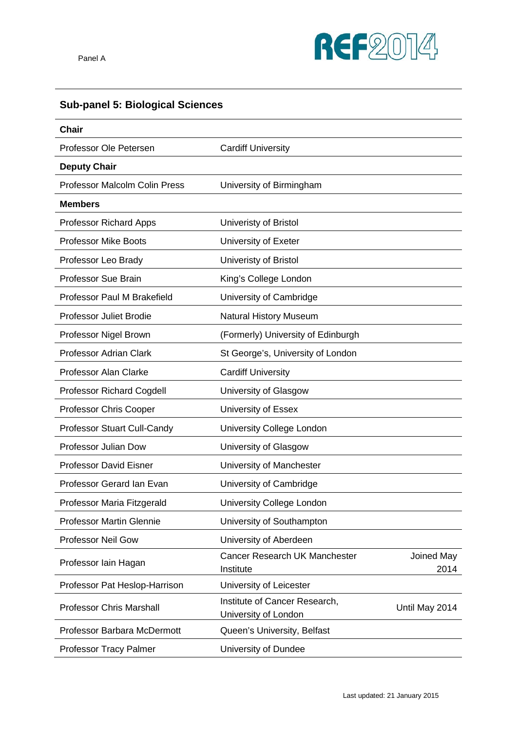## Sub-panel 5: Biological Sciences

| Chair | | |
|---|---|---|
| Professor Ole Petersen | Cardiff University | |
| **Deputy Chair** | | |
| Professor Malcolm Colin Press | University of Birmingham | |
| **Members** | | |
| Professor Richard Apps | Univeristy of Bristol | |
| Professor Mike Boots | University of Exeter | |
| Professor Leo Brady | Univeristy of Bristol | |
| Professor Sue Brain | King's College London | |
| Professor Paul M Brakefield | University of Cambridge | |
| Professor Juliet Brodie | Natural History Museum | |
| Professor Nigel Brown | (Formerly) University of Edinburgh | |
| Professor Adrian Clark | St George's, University of London | |
| Professor Alan Clarke | Cardiff University | |
| Professor Richard Cogdell | University of Glasgow | |
| Professor Chris Cooper | University of Essex | |
| Professor Stuart Cull-Candy | University College London | |
| Professor Julian Dow | University of Glasgow | |
| Professor David Eisner | University of Manchester | |
| Professor Gerard Ian Evan | University of Cambridge | |
| Professor Maria Fitzgerald | University College London | |
| Professor Martin Glennie | University of Southampton | |
| Professor Neil Gow | University of Aberdeen | |
| Professor Iain Hagan | Cancer Research UK Manchester Institute | Joined May 2014 |
| Professor Pat Heslop-Harrison | University of Leicester | |
| Professor Chris Marshall | Institute of Cancer Research, University of London | Until May 2014 |
| Professor Barbara McDermott | Queen's University, Belfast | |
| Professor Tracy Palmer | University of Dundee | |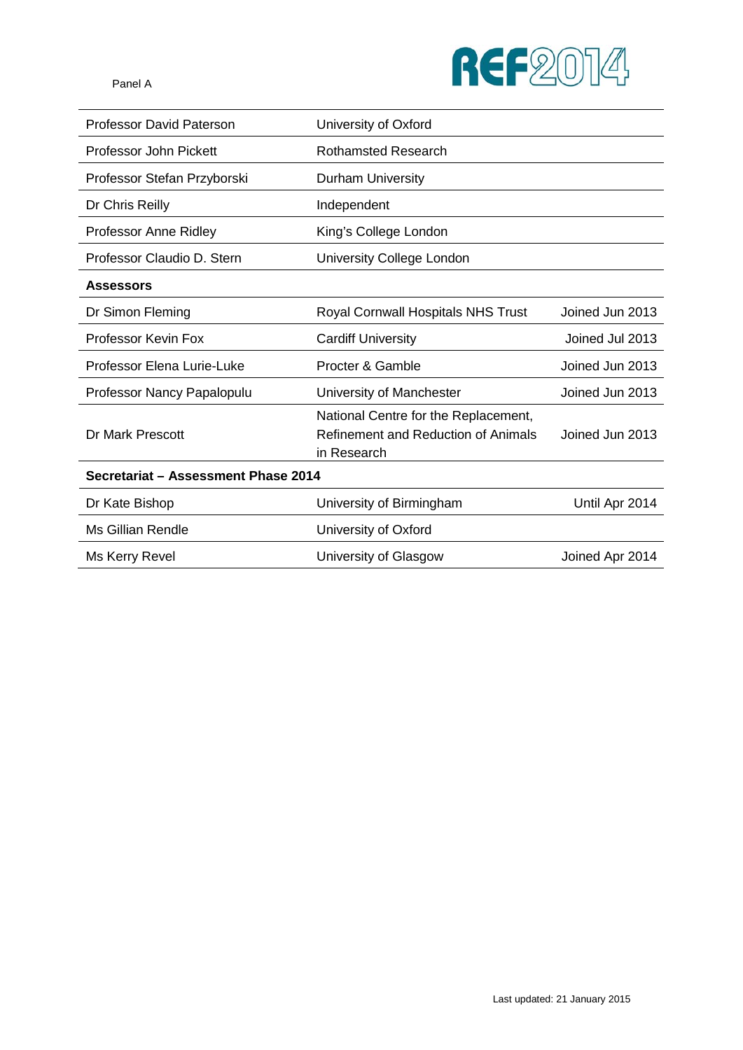| | | |
|---|---|---|
| Professor David Paterson | University of Oxford | |
| Professor John Pickett | Rothamsted Research | |
| Professor Stefan Przyborski | Durham University | |
| Dr Chris Reilly | Independent | |
| Professor Anne Ridley | King's College London | |
| Professor Claudio D. Stern | University College London | |
| **Assessors** | | |
| Dr Simon Fleming | Royal Cornwall Hospitals NHS Trust | Joined Jun 2013 |
| Professor Kevin Fox | Cardiff University | Joined Jul 2013 |
| Professor Elena Lurie-Luke | Procter & Gamble | Joined Jun 2013 |
| Professor Nancy Papalopulu | University of Manchester | Joined Jun 2013 |
| Dr Mark Prescott | National Centre for the Replacement, Refinement and Reduction of Animals in Research | Joined Jun 2013 |
| **Secretariat – Assessment Phase 2014** | | |
| Dr Kate Bishop | University of Birmingham | Until Apr 2014 |
| Ms Gillian Rendle | University of Oxford | |
| Ms Kerry Revel | University of Glasgow | Joined Apr 2014 |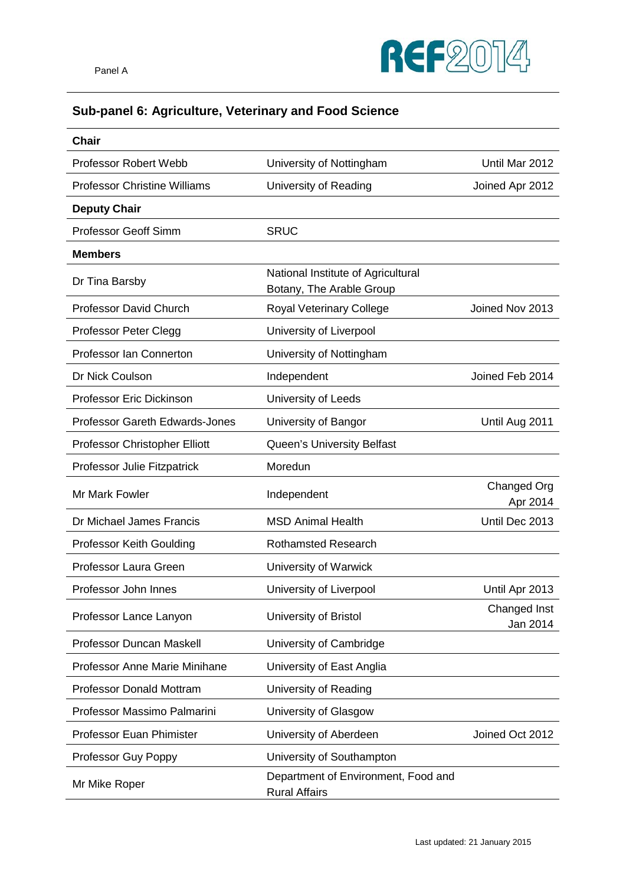## Sub-panel 6: Agriculture, Veterinary and Food Science

| | | |
|---|---|---|
| **Chair** | | |
| Professor Robert Webb | University of Nottingham | Until Mar 2012 |
| Professor Christine Williams | University of Reading | Joined Apr 2012 |
| **Deputy Chair** | | |
| Professor Geoff Simm | SRUC | |
| **Members** | | |
| Dr Tina Barsby | National Institute of Agricultural Botany, The Arable Group | |
| Professor David Church | Royal Veterinary College | Joined Nov 2013 |
| Professor Peter Clegg | University of Liverpool | |
| Professor Ian Connerton | University of Nottingham | |
| Dr Nick Coulson | Independent | Joined Feb 2014 |
| Professor Eric Dickinson | University of Leeds | |
| Professor Gareth Edwards-Jones | University of Bangor | Until Aug 2011 |
| Professor Christopher Elliott | Queen's University Belfast | |
| Professor Julie Fitzpatrick | Moredun | |
| Mr Mark Fowler | Independent | Changed Org Apr 2014 |
| Dr Michael James Francis | MSD Animal Health | Until Dec 2013 |
| Professor Keith Goulding | Rothamsted Research | |
| Professor Laura Green | University of Warwick | |
| Professor John Innes | University of Liverpool | Until Apr 2013 |
| Professor Lance Lanyon | University of Bristol | Changed Inst Jan 2014 |
| Professor Duncan Maskell | University of Cambridge | |
| Professor Anne Marie Minihane | University of East Anglia | |
| Professor Donald Mottram | University of Reading | |
| Professor Massimo Palmarini | University of Glasgow | |
| Professor Euan Phimister | University of Aberdeen | Joined Oct 2012 |
| Professor Guy Poppy | University of Southampton | |
| Mr Mike Roper | Department of Environment, Food and Rural Affairs | |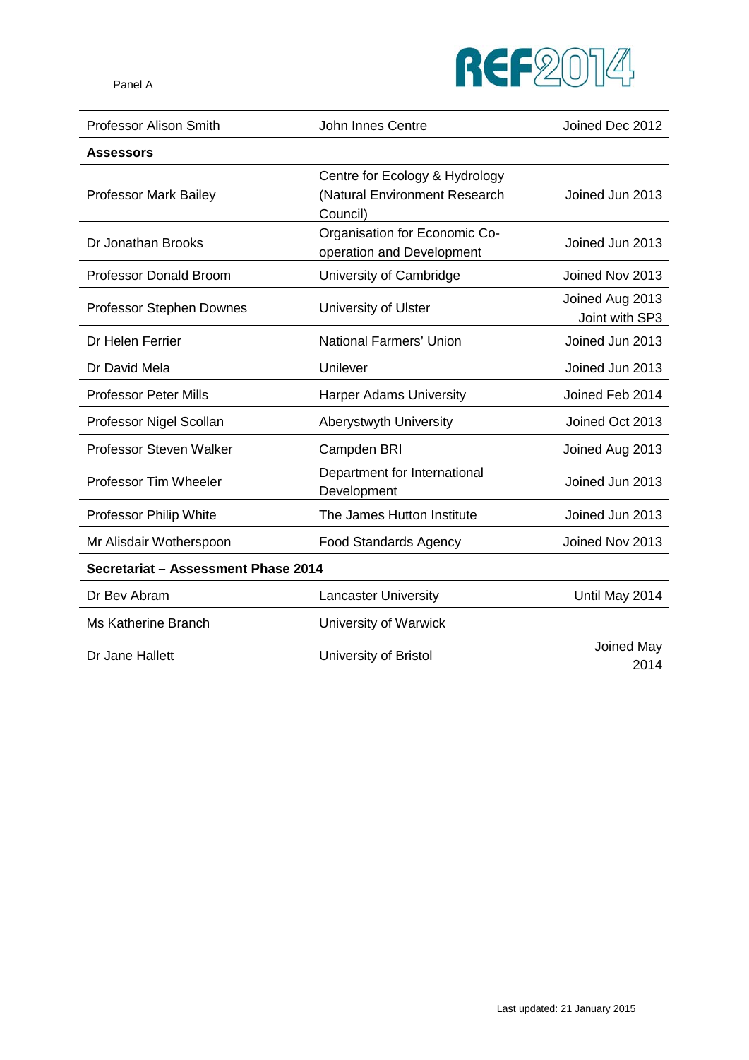| | | |
|---|---|---|
| Professor Alison Smith | John Innes Centre | Joined Dec 2012 |
| **Assessors** | | |
| Professor Mark Bailey | Centre for Ecology & Hydrology (Natural Environment Research Council) | Joined Jun 2013 |
| Dr Jonathan Brooks | Organisation for Economic Co-operation and Development | Joined Jun 2013 |
| Professor Donald Broom | University of Cambridge | Joined Nov 2013 |
| Professor Stephen Downes | University of Ulster | Joined Aug 2013 Joint with SP3 |
| Dr Helen Ferrier | National Farmers' Union | Joined Jun 2013 |
| Dr David Mela | Unilever | Joined Jun 2013 |
| Professor Peter Mills | Harper Adams University | Joined Feb 2014 |
| Professor Nigel Scollan | Aberystwyth University | Joined Oct 2013 |
| Professor Steven Walker | Campden BRI | Joined Aug 2013 |
| Professor Tim Wheeler | Department for International Development | Joined Jun 2013 |
| Professor Philip White | The James Hutton Institute | Joined Jun 2013 |
| Mr Alisdair Wotherspoon | Food Standards Agency | Joined Nov 2013 |
| **Secretariat – Assessment Phase 2014** | | |
| Dr Bev Abram | Lancaster University | Until May 2014 |
| Ms Katherine Branch | University of Warwick | |
| Dr Jane Hallett | University of Bristol | Joined May 2014 |

Last updated: 21 January 2015